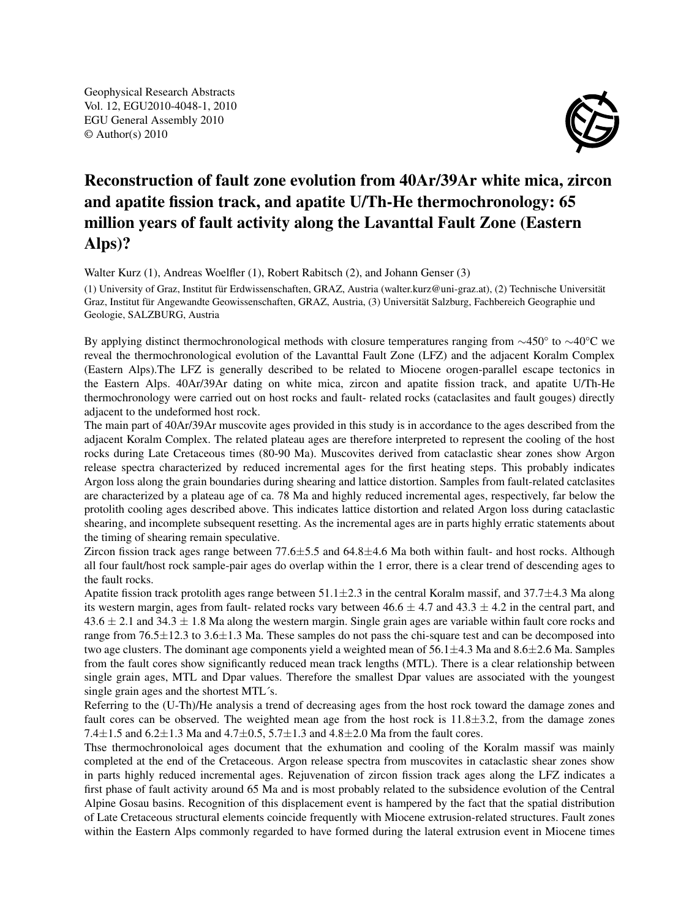Geophysical Research Abstracts
Vol. 12, EGU2010-4048-1, 2010
EGU General Assembly 2010
© Author(s) 2010

# Reconstruction of fault zone evolution from 40Ar/39Ar white mica, zircon and apatite fission track, and apatite U/Th-He thermochronology: 65 million years of fault activity along the Lavanttal Fault Zone (Eastern Alps)?

Walter Kurz (1), Andreas Woelfler (1), Robert Rabitsch (2), and Johann Genser (3)

(1) University of Graz, Institut für Erdwissenschaften, GRAZ, Austria (walter.kurz@uni-graz.at), (2) Technische Universität Graz, Institut für Angewandte Geowissenschaften, GRAZ, Austria, (3) Universität Salzburg, Fachbereich Geographie und Geologie, SALZBURG, Austria

By applying distinct thermochronological methods with closure temperatures ranging from ∼450° to ∼40°C we reveal the thermochronological evolution of the Lavanttal Fault Zone (LFZ) and the adjacent Koralm Complex (Eastern Alps).The LFZ is generally described to be related to Miocene orogen-parallel escape tectonics in the Eastern Alps. 40Ar/39Ar dating on white mica, zircon and apatite fission track, and apatite U/Th-He thermochronology were carried out on host rocks and fault- related rocks (cataclasites and fault gouges) directly adjacent to the undeformed host rock.

The main part of 40Ar/39Ar muscovite ages provided in this study is in accordance to the ages described from the adjacent Koralm Complex. The related plateau ages are therefore interpreted to represent the cooling of the host rocks during Late Cretaceous times (80-90 Ma). Muscovites derived from cataclastic shear zones show Argon release spectra characterized by reduced incremental ages for the first heating steps. This probably indicates Argon loss along the grain boundaries during shearing and lattice distortion. Samples from fault-related catclasites are characterized by a plateau age of ca. 78 Ma and highly reduced incremental ages, respectively, far below the protolith cooling ages described above. This indicates lattice distortion and related Argon loss during cataclastic shearing, and incomplete subsequent resetting. As the incremental ages are in parts highly erratic statements about the timing of shearing remain speculative.

Zircon fission track ages range between 77.6±5.5 and 64.8±4.6 Ma both within fault- and host rocks. Although all four fault/host rock sample-pair ages do overlap within the 1 error, there is a clear trend of descending ages to the fault rocks.

Apatite fission track protolith ages range between 51.1±2.3 in the central Koralm massif, and 37.7±4.3 Ma along its western margin, ages from fault- related rocks vary between 46.6 ± 4.7 and 43.3 ± 4.2 in the central part, and 43.6 ± 2.1 and 34.3 ± 1.8 Ma along the western margin. Single grain ages are variable within fault core rocks and range from 76.5±12.3 to 3.6±1.3 Ma. These samples do not pass the chi-square test and can be decomposed into two age clusters. The dominant age components yield a weighted mean of 56.1±4.3 Ma and 8.6±2.6 Ma. Samples from the fault cores show significantly reduced mean track lengths (MTL). There is a clear relationship between single grain ages, MTL and Dpar values. Therefore the smallest Dpar values are associated with the youngest single grain ages and the shortest MTL´s.

Referring to the (U-Th)/He analysis a trend of decreasing ages from the host rock toward the damage zones and fault cores can be observed. The weighted mean age from the host rock is 11.8±3.2, from the damage zones 7.4±1.5 and 6.2±1.3 Ma and 4.7±0.5, 5.7±1.3 and 4.8±2.0 Ma from the fault cores.

Thse thermochronoloical ages document that the exhumation and cooling of the Koralm massif was mainly completed at the end of the Cretaceous. Argon release spectra from muscovites in cataclastic shear zones show in parts highly reduced incremental ages. Rejuvenation of zircon fission track ages along the LFZ indicates a first phase of fault activity around 65 Ma and is most probably related to the subsidence evolution of the Central Alpine Gosau basins. Recognition of this displacement event is hampered by the fact that the spatial distribution of Late Cretaceous structural elements coincide frequently with Miocene extrusion-related structures. Fault zones within the Eastern Alps commonly regarded to have formed during the lateral extrusion event in Miocene times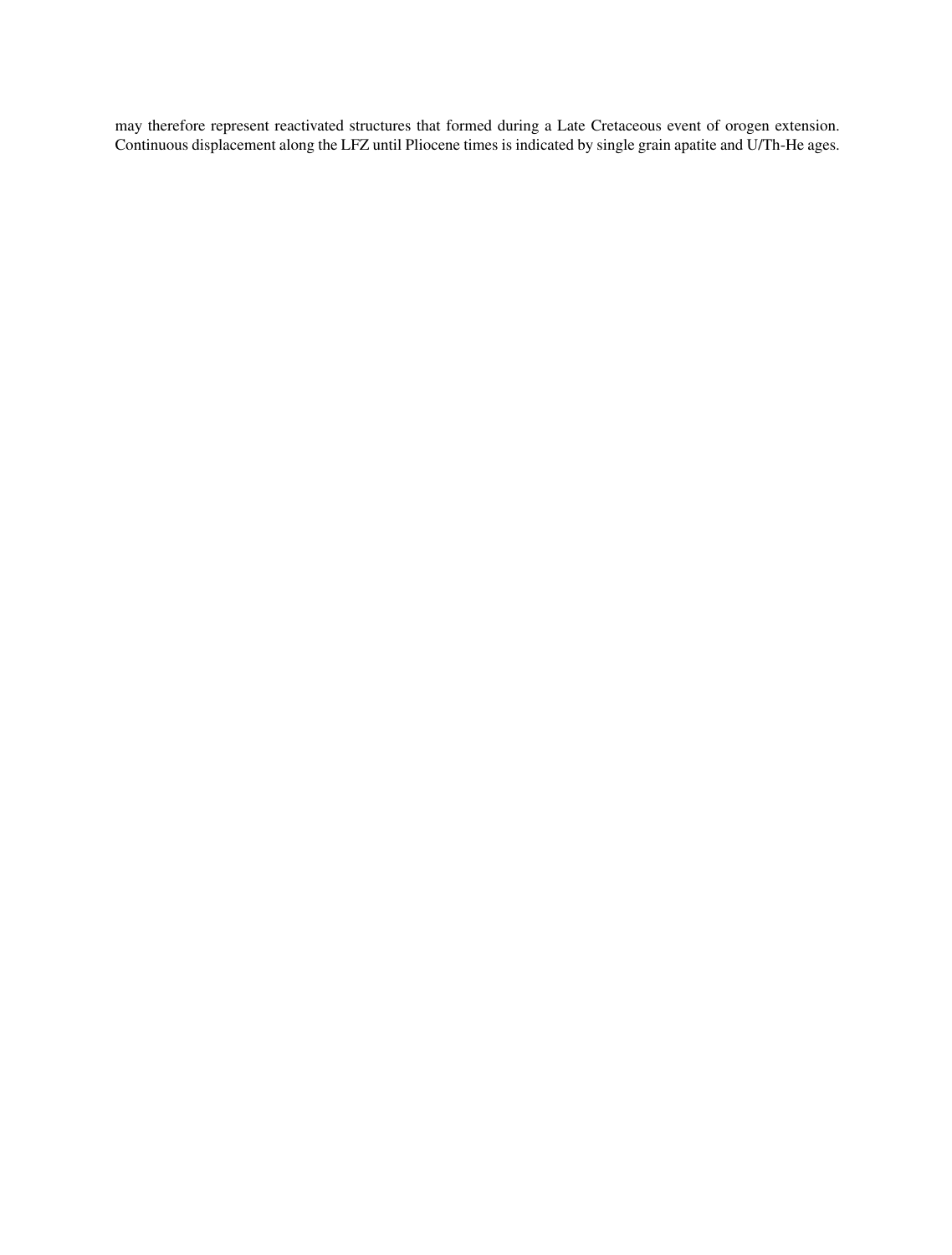may therefore represent reactivated structures that formed during a Late Cretaceous event of orogen extension. Continuous displacement along the LFZ until Pliocene times is indicated by single grain apatite and U/Th-He ages.